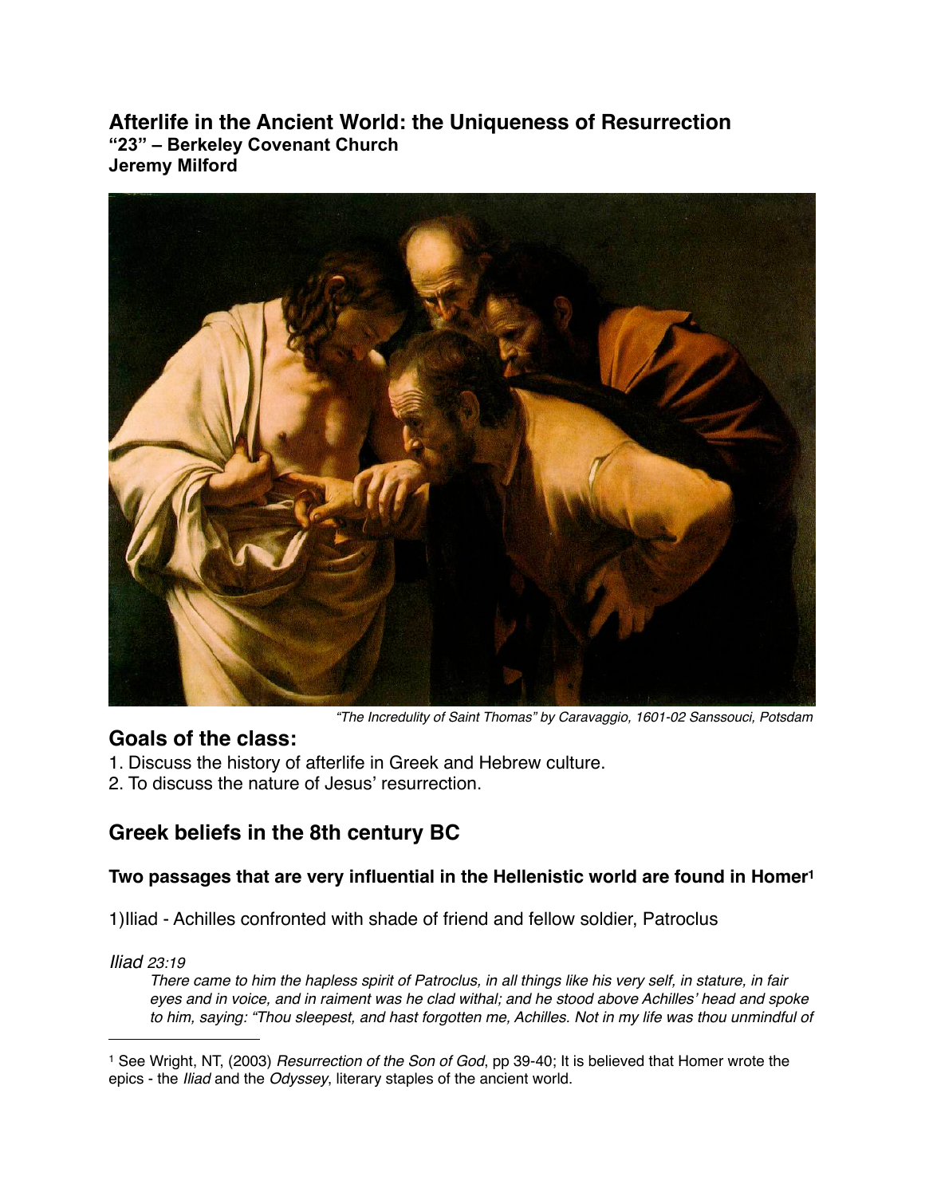# Afterlife in the Ancient World: the Uniqueness of Resurrection

**"23" – Berkeley Covenant Church**
**Jeremy Milford**

*"The Incredulity of Saint Thomas" by Caravaggio, 1601-02 Sanssouci, Potsdam*

## Goals of the class:

1. Discuss the history of afterlife in Greek and Hebrew culture.
2. To discuss the nature of Jesus' resurrection.

## Greek beliefs in the 8th century BC

### Two passages that are very influential in the Hellenistic world are found in Homer[1]

1)Iliad - Achilles confronted with shade of friend and fellow soldier, Patroclus

*Iliad 23:19*

> *There came to him the hapless spirit of Patroclus, in all things like his very self, in stature, in fair eyes and in voice, and in raiment was he clad withal; and he stood above Achilles' head and spoke to him, saying: "Thou sleepest, and hast forgotten me, Achilles. Not in my life was thou unmindful of*

---

[1] See Wright, NT, (2003) *Resurrection of the Son of God*, pp 39-40; It is believed that Homer wrote the epics - the *Iliad* and the *Odyssey*, literary staples of the ancient world.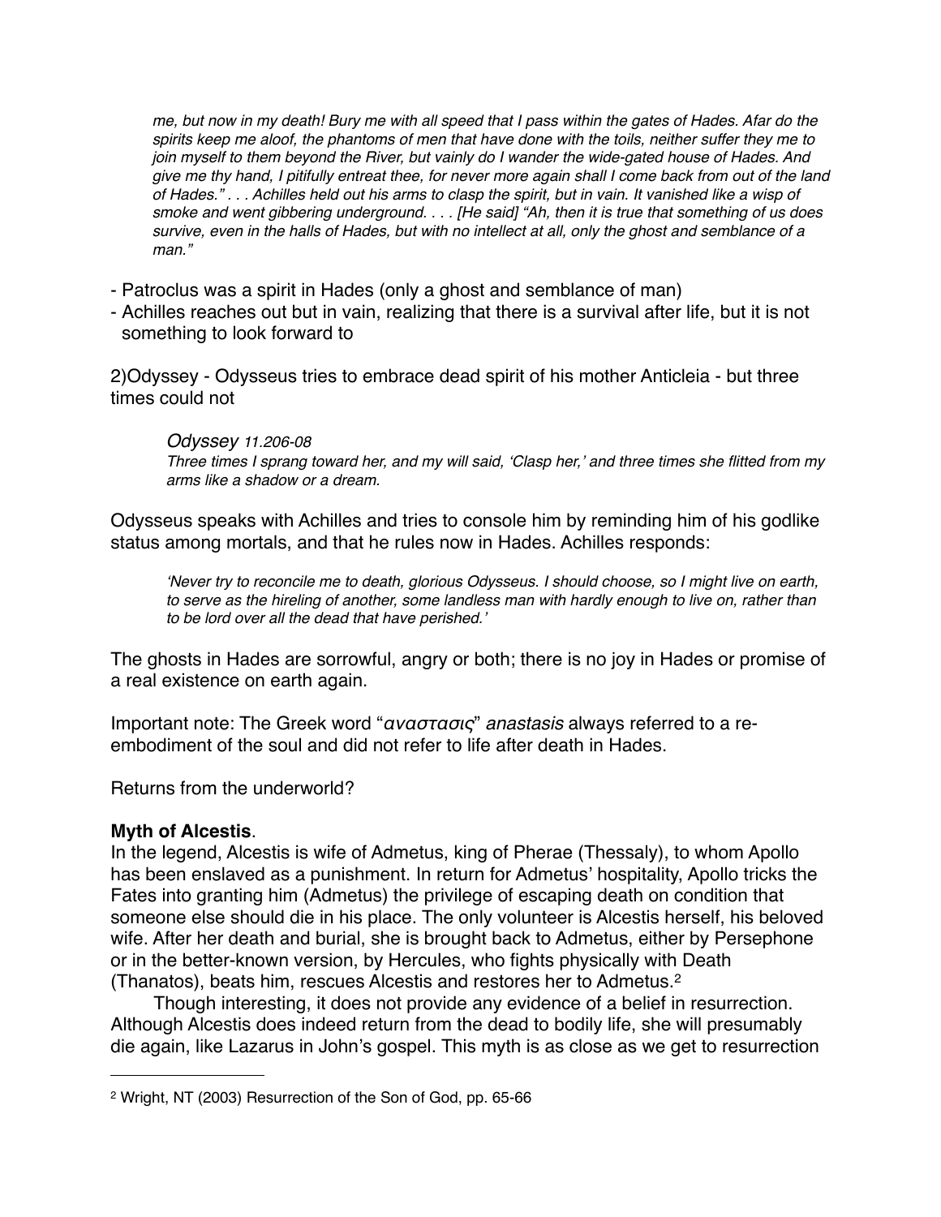> *me, but now in my death! Bury me with all speed that I pass within the gates of Hades. Afar do the spirits keep me aloof, the phantoms of men that have done with the toils, neither suffer they me to join myself to them beyond the River, but vainly do I wander the wide-gated house of Hades. And give me thy hand, I pitifully entreat thee, for never more again shall I come back from out of the land of Hades." . . . Achilles held out his arms to clasp the spirit, but in vain. It vanished like a wisp of smoke and went gibbering underground. . . . [He said] "Ah, then it is true that something of us does survive, even in the halls of Hades, but with no intellect at all, only the ghost and semblance of a man."*

- Patroclus was a spirit in Hades (only a ghost and semblance of man)
- Achilles reaches out but in vain, realizing that there is a survival after life, but it is not something to look forward to

2)Odyssey - Odysseus tries to embrace dead spirit of his mother Anticleia - but three times could not

> *Odyssey 11.206-08*
> *Three times I sprang toward her, and my will said, 'Clasp her,' and three times she flitted from my arms like a shadow or a dream.*

Odysseus speaks with Achilles and tries to console him by reminding him of his godlike status among mortals, and that he rules now in Hades. Achilles responds:

> *'Never try to reconcile me to death, glorious Odysseus. I should choose, so I might live on earth, to serve as the hireling of another, some landless man with hardly enough to live on, rather than to be lord over all the dead that have perished.'*

The ghosts in Hades are sorrowful, angry or both; there is no joy in Hades or promise of a real existence on earth again.

Important note: The Greek word "*αναστασις*" *anastasis* always referred to a re-embodiment of the soul and did not refer to life after death in Hades.

Returns from the underworld?

**Myth of Alcestis**.
In the legend, Alcestis is wife of Admetus, king of Pherae (Thessaly), to whom Apollo has been enslaved as a punishment. In return for Admetus' hospitality, Apollo tricks the Fates into granting him (Admetus) the privilege of escaping death on condition that someone else should die in his place. The only volunteer is Alcestis herself, his beloved wife. After her death and burial, she is brought back to Admetus, either by Persephone or in the better-known version, by Hercules, who fights physically with Death (Thanatos), beats him, rescues Alcestis and restores her to Admetus.[2]

Though interesting, it does not provide any evidence of a belief in resurrection. Although Alcestis does indeed return from the dead to bodily life, she will presumably die again, like Lazarus in John's gospel. This myth is as close as we get to resurrection

---

[2] Wright, NT (2003) Resurrection of the Son of God, pp. 65-66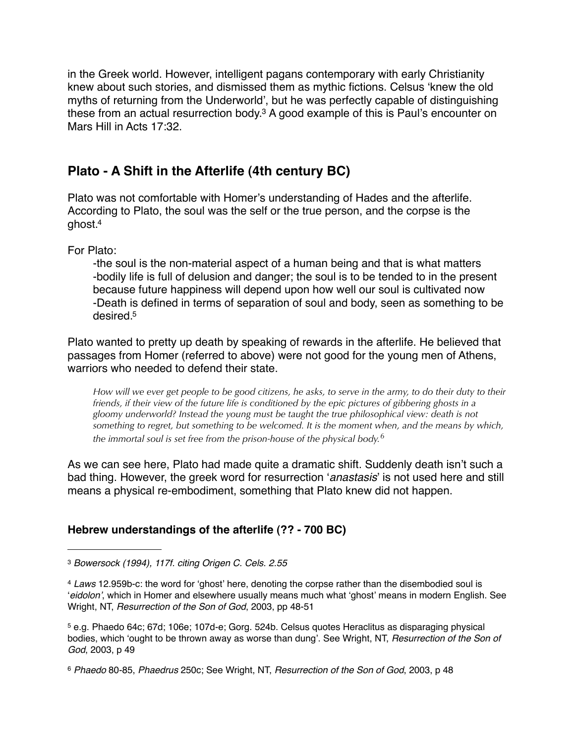in the Greek world. However, intelligent pagans contemporary with early Christianity knew about such stories, and dismissed them as mythic fictions. Celsus 'knew the old myths of returning from the Underworld', but he was perfectly capable of distinguishing these from an actual resurrection body.[3] A good example of this is Paul's encounter on Mars Hill in Acts 17:32.

## Plato - A Shift in the Afterlife (4th century BC)

Plato was not comfortable with Homer's understanding of Hades and the afterlife. According to Plato, the soul was the self or the true person, and the corpse is the ghost.[4]

For Plato:

-the soul is the non-material aspect of a human being and that is what matters
-bodily life is full of delusion and danger; the soul is to be tended to in the present because future happiness will depend upon how well our soul is cultivated now
-Death is defined in terms of separation of soul and body, seen as something to be desired.[5]

Plato wanted to pretty up death by speaking of rewards in the afterlife. He believed that passages from Homer (referred to above) were not good for the young men of Athens, warriors who needed to defend their state.

> *How will we ever get people to be good citizens, he asks, to serve in the army, to do their duty to their friends, if their view of the future life is conditioned by the epic pictures of gibbering ghosts in a gloomy underworld? Instead the young must be taught the true philosophical view: death is not something to regret, but something to be welcomed. It is the moment when, and the means by which, the immortal soul is set free from the prison-house of the physical body.*[6]

As we can see here, Plato had made quite a dramatic shift. Suddenly death isn't such a bad thing. However, the greek word for resurrection '*anastasis*' is not used here and still means a physical re-embodiment, something that Plato knew did not happen.

### Hebrew understandings of the afterlife (?? - 700 BC)

---

[3] *Bowersock (1994), 117f. citing Origen C. Cels. 2.55*

[4] *Laws* 12.959b-c: the word for 'ghost' here, denoting the corpse rather than the disembodied soul is '*eidolon*', which in Homer and elsewhere usually means much what 'ghost' means in modern English. See Wright, NT, *Resurrection of the Son of God*, 2003, pp 48-51

[5] e.g. Phaedo 64c; 67d; 106e; 107d-e; Gorg. 524b. Celsus quotes Heraclitus as disparaging physical bodies, which 'ought to be thrown away as worse than dung'. See Wright, NT, *Resurrection of the Son of God*, 2003, p 49

[6] *Phaedo* 80-85, *Phaedrus* 250c; See Wright, NT, *Resurrection of the Son of God*, 2003, p 48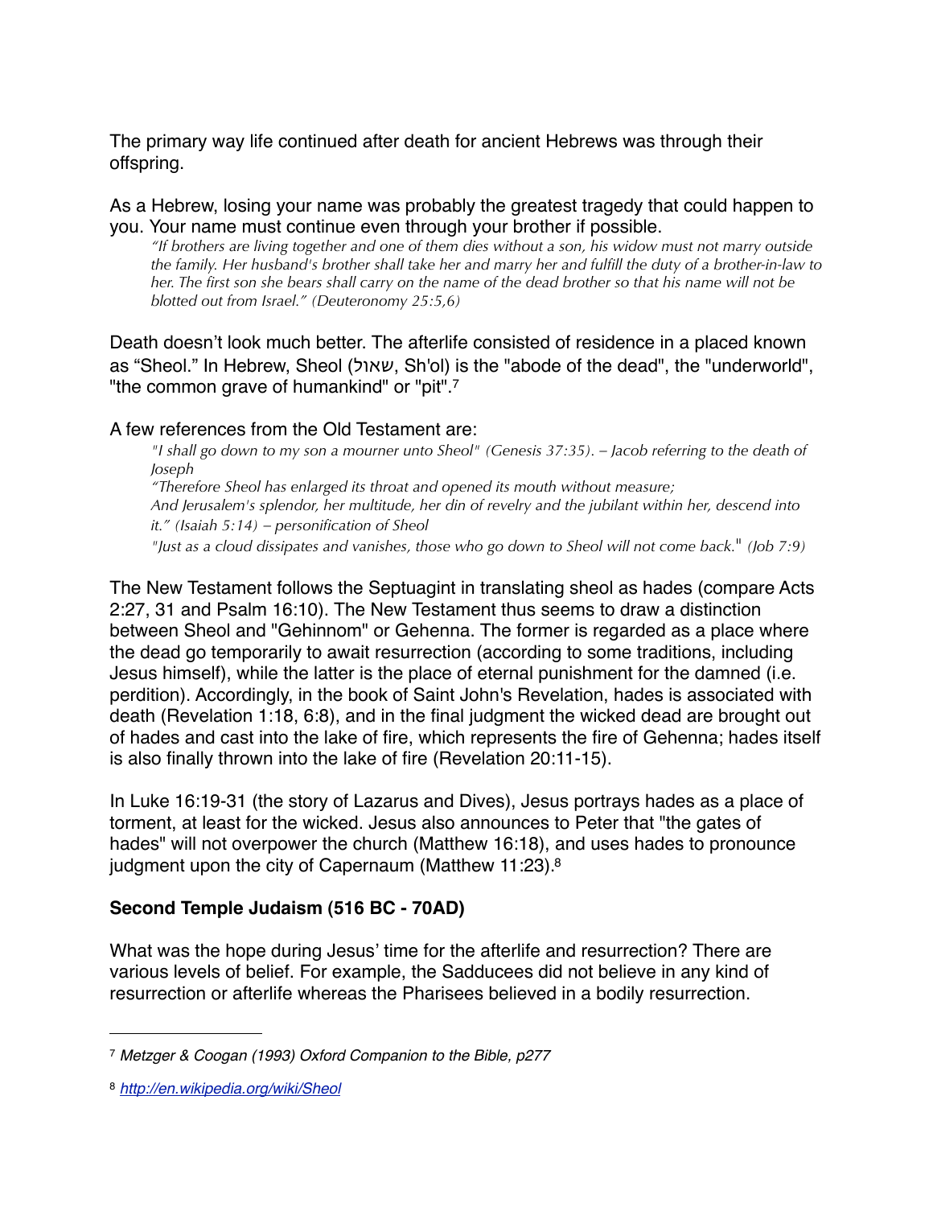The primary way life continued after death for ancient Hebrews was through their offspring.

As a Hebrew, losing your name was probably the greatest tragedy that could happen to you. Your name must continue even through your brother if possible.

> *"If brothers are living together and one of them dies without a son, his widow must not marry outside the family. Her husband's brother shall take her and marry her and fulfill the duty of a brother-in-law to her. The first son she bears shall carry on the name of the dead brother so that his name will not be blotted out from Israel." (Deuteronomy 25:5,6)*

Death doesn't look much better. The afterlife consisted of residence in a placed known as "Sheol." In Hebrew, Sheol (שאול, Sh'ol) is the "abode of the dead", the "underworld", "the common grave of humankind" or "pit".[7]

A few references from the Old Testament are:

> *"I shall go down to my son a mourner unto Sheol" (Genesis 37:35). – Jacob referring to the death of Joseph*
>
> *"Therefore Sheol has enlarged its throat and opened its mouth without measure;*
> *And Jerusalem's splendor, her multitude, her din of revelry and the jubilant within her, descend into it." (Isaiah 5:14) – personification of Sheol*
>
> *"Just as a cloud dissipates and vanishes, those who go down to Sheol will not come back." (Job 7:9)*

The New Testament follows the Septuagint in translating sheol as hades (compare Acts 2:27, 31 and Psalm 16:10). The New Testament thus seems to draw a distinction between Sheol and "Gehinnom" or Gehenna. The former is regarded as a place where the dead go temporarily to await resurrection (according to some traditions, including Jesus himself), while the latter is the place of eternal punishment for the damned (i.e. perdition). Accordingly, in the book of Saint John's Revelation, hades is associated with death (Revelation 1:18, 6:8), and in the final judgment the wicked dead are brought out of hades and cast into the lake of fire, which represents the fire of Gehenna; hades itself is also finally thrown into the lake of fire (Revelation 20:11-15).

In Luke 16:19-31 (the story of Lazarus and Dives), Jesus portrays hades as a place of torment, at least for the wicked. Jesus also announces to Peter that "the gates of hades" will not overpower the church (Matthew 16:18), and uses hades to pronounce judgment upon the city of Capernaum (Matthew 11:23).[8]

**Second Temple Judaism (516 BC - 70AD)**

What was the hope during Jesus' time for the afterlife and resurrection? There are various levels of belief. For example, the Sadducees did not believe in any kind of resurrection or afterlife whereas the Pharisees believed in a bodily resurrection.

---

[7] *Metzger & Coogan (1993) Oxford Companion to the Bible, p277*

[8] *http://en.wikipedia.org/wiki/Sheol*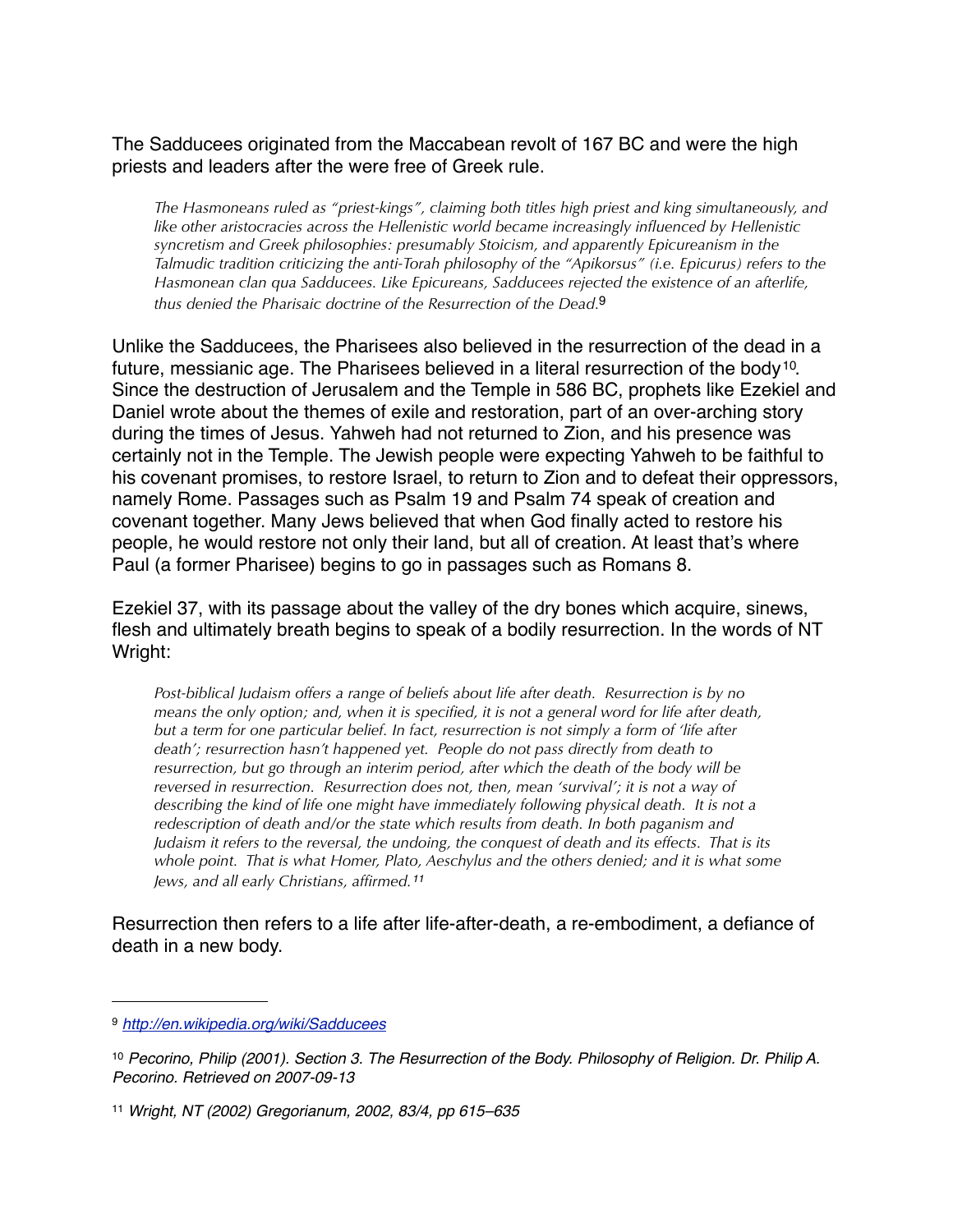The Sadducees originated from the Maccabean revolt of 167 BC and were the high priests and leaders after the were free of Greek rule.

> *The Hasmoneans ruled as "priest-kings", claiming both titles high priest and king simultaneously, and like other aristocracies across the Hellenistic world became increasingly influenced by Hellenistic syncretism and Greek philosophies: presumably Stoicism, and apparently Epicureanism in the Talmudic tradition criticizing the anti-Torah philosophy of the "Apikorsus" (i.e. Epicurus) refers to the Hasmonean clan qua Sadducees. Like Epicureans, Sadducees rejected the existence of an afterlife, thus denied the Pharisaic doctrine of the Resurrection of the Dead.*[9]

Unlike the Sadducees, the Pharisees also believed in the resurrection of the dead in a future, messianic age. The Pharisees believed in a literal resurrection of the body[10]. Since the destruction of Jerusalem and the Temple in 586 BC, prophets like Ezekiel and Daniel wrote about the themes of exile and restoration, part of an over-arching story during the times of Jesus. Yahweh had not returned to Zion, and his presence was certainly not in the Temple. The Jewish people were expecting Yahweh to be faithful to his covenant promises, to restore Israel, to return to Zion and to defeat their oppressors, namely Rome. Passages such as Psalm 19 and Psalm 74 speak of creation and covenant together. Many Jews believed that when God finally acted to restore his people, he would restore not only their land, but all of creation. At least that's where Paul (a former Pharisee) begins to go in passages such as Romans 8.

Ezekiel 37, with its passage about the valley of the dry bones which acquire, sinews, flesh and ultimately breath begins to speak of a bodily resurrection. In the words of NT Wright:

> *Post-biblical Judaism offers a range of beliefs about life after death. Resurrection is by no means the only option; and, when it is specified, it is not a general word for life after death, but a term for one particular belief. In fact, resurrection is not simply a form of 'life after death'; resurrection hasn't happened yet. People do not pass directly from death to resurrection, but go through an interim period, after which the death of the body will be reversed in resurrection. Resurrection does not, then, mean 'survival'; it is not a way of describing the kind of life one might have immediately following physical death. It is not a redescription of death and/or the state which results from death. In both paganism and Judaism it refers to the reversal, the undoing, the conquest of death and its effects. That is its whole point. That is what Homer, Plato, Aeschylus and the others denied; and it is what some Jews, and all early Christians, affirmed.*[11]

Resurrection then refers to a life after life-after-death, a re-embodiment, a defiance of death in a new body.

---

[9] *http://en.wikipedia.org/wiki/Sadducees*

[10] *Pecorino, Philip (2001). Section 3. The Resurrection of the Body. Philosophy of Religion. Dr. Philip A. Pecorino. Retrieved on 2007-09-13*

[11] *Wright, NT (2002) Gregorianum, 2002, 83/4, pp 615–635*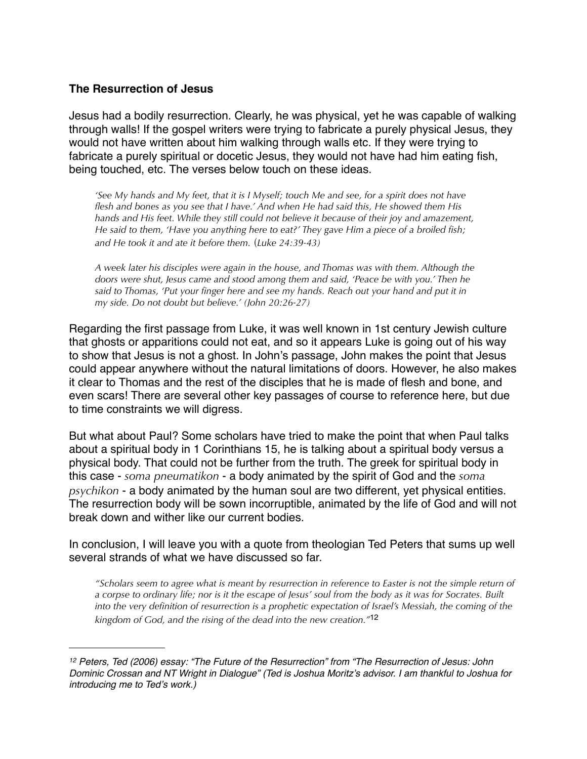### The Resurrection of Jesus

Jesus had a bodily resurrection. Clearly, he was physical, yet he was capable of walking through walls! If the gospel writers were trying to fabricate a purely physical Jesus, they would not have written about him walking through walls etc. If they were trying to fabricate a purely spiritual or docetic Jesus, they would not have had him eating fish, being touched, etc. The verses below touch on these ideas.

> *'See My hands and My feet, that it is I Myself; touch Me and see, for a spirit does not have flesh and bones as you see that I have.' And when He had said this, He showed them His hands and His feet. While they still could not believe it because of their joy and amazement, He said to them, 'Have you anything here to eat?' They gave Him a piece of a broiled fish; and He took it and ate it before them. (Luke 24:39-43)*

> *A week later his disciples were again in the house, and Thomas was with them. Although the doors were shut, Jesus came and stood among them and said, 'Peace be with you.' Then he said to Thomas, 'Put your finger here and see my hands. Reach out your hand and put it in my side. Do not doubt but believe.' (John 20:26-27)*

Regarding the first passage from Luke, it was well known in 1st century Jewish culture that ghosts or apparitions could not eat, and so it appears Luke is going out of his way to show that Jesus is not a ghost. In John's passage, John makes the point that Jesus could appear anywhere without the natural limitations of doors. However, he also makes it clear to Thomas and the rest of the disciples that he is made of flesh and bone, and even scars! There are several other key passages of course to reference here, but due to time constraints we will digress.

But what about Paul? Some scholars have tried to make the point that when Paul talks about a spiritual body in 1 Corinthians 15, he is talking about a spiritual body versus a physical body. That could not be further from the truth. The greek for spiritual body in this case - *soma pneumatikon* - a body animated by the spirit of God and the *soma psychikon* - a body animated by the human soul are two different, yet physical entities. The resurrection body will be sown incorruptible, animated by the life of God and will not break down and wither like our current bodies.

In conclusion, I will leave you with a quote from theologian Ted Peters that sums up well several strands of what we have discussed so far.

> *"Scholars seem to agree what is meant by resurrection in reference to Easter is not the simple return of a corpse to ordinary life; nor is it the escape of Jesus' soul from the body as it was for Socrates. Built into the very definition of resurrection is a prophetic expectation of Israel's Messiah, the coming of the kingdom of God, and the rising of the dead into the new creation."*[12]

---

[12] *Peters, Ted (2006) essay: "The Future of the Resurrection" from "The Resurrection of Jesus: John Dominic Crossan and NT Wright in Dialogue" (Ted is Joshua Moritz's advisor. I am thankful to Joshua for introducing me to Ted's work.)*